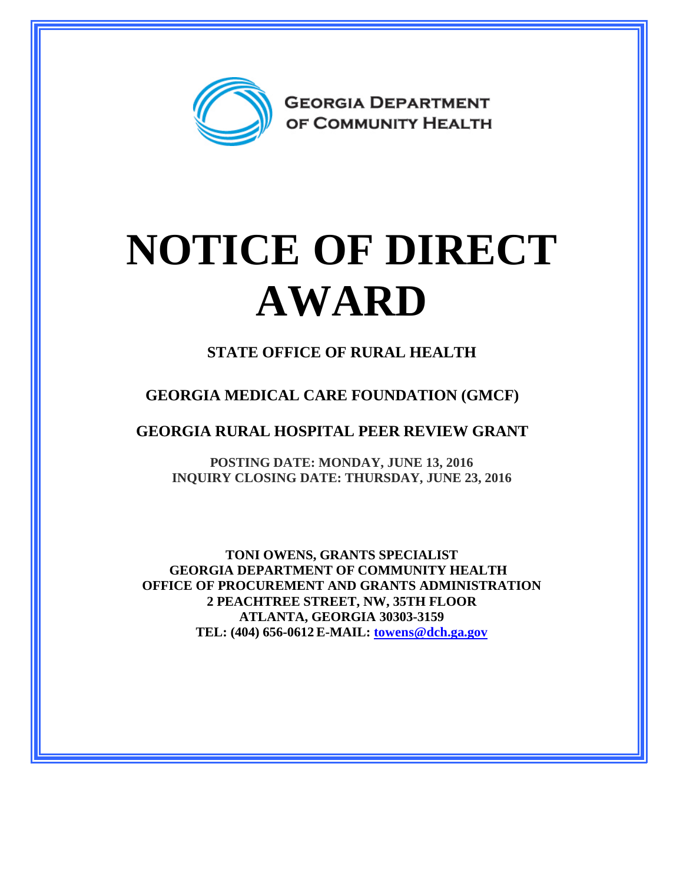GEORGIA DEPARTMENT OF COMMUNITY HEALTH

# NOTICE OF DIRECT AWARD

## STATE OFFICE OF RURAL HEALTH

## GEORGIA MEDICAL CARE FOUNDATION (GMCF)

## GEORGIA RURAL HOSPITAL PEER REVIEW GRANT

**POSTING DATE: MONDAY, JUNE 13, 2016**
**INQUIRY CLOSING DATE: THURSDAY, JUNE 23, 2016**

**TONI OWENS, GRANTS SPECIALIST**
**GEORGIA DEPARTMENT OF COMMUNITY HEALTH**
**OFFICE OF PROCUREMENT AND GRANTS ADMINISTRATION**
**2 PEACHTREE STREET, NW, 35TH FLOOR**
**ATLANTA, GEORGIA 30303-3159**
**TEL: (404) 656-0612 E-MAIL: towens@dch.ga.gov**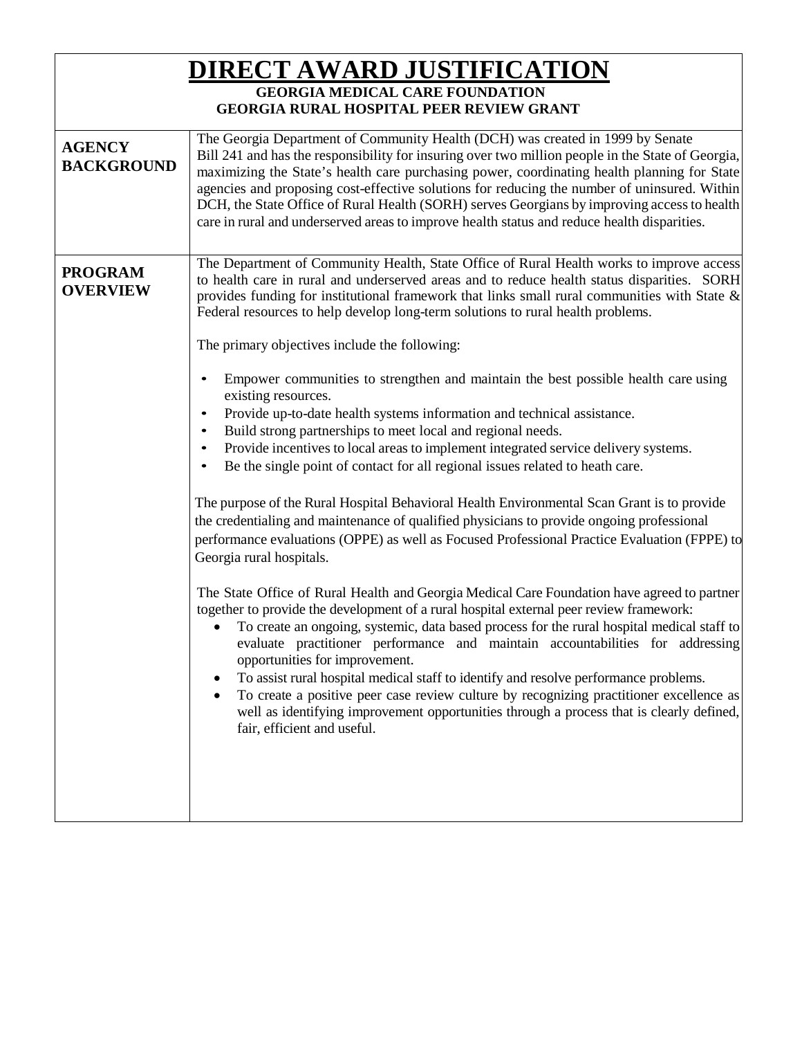# DIRECT AWARD JUSTIFICATION

**GEORGIA MEDICAL CARE FOUNDATION**

**GEORGIA RURAL HOSPITAL PEER REVIEW GRANT**

| | |
|---|---|
| **AGENCY BACKGROUND** | The Georgia Department of Community Health (DCH) was created in 1999 by Senate Bill 241 and has the responsibility for insuring over two million people in the State of Georgia, maximizing the State's health care purchasing power, coordinating health planning for State agencies and proposing cost-effective solutions for reducing the number of uninsured. Within DCH, the State Office of Rural Health (SORH) serves Georgians by improving access to health care in rural and underserved areas to improve health status and reduce health disparities. |
| **PROGRAM OVERVIEW** | The Department of Community Health, State Office of Rural Health works to improve access to health care in rural and underserved areas and to reduce health status disparities. SORH provides funding for institutional framework that links small rural communities with State & Federal resources to help develop long-term solutions to rural health problems.<br><br>The primary objectives include the following:<br><br>• Empower communities to strengthen and maintain the best possible health care using existing resources.<br>• Provide up-to-date health systems information and technical assistance.<br>• Build strong partnerships to meet local and regional needs.<br>• Provide incentives to local areas to implement integrated service delivery systems.<br>• Be the single point of contact for all regional issues related to heath care.<br><br>The purpose of the Rural Hospital Behavioral Health Environmental Scan Grant is to provide the credentialing and maintenance of qualified physicians to provide ongoing professional performance evaluations (OPPE) as well as Focused Professional Practice Evaluation (FPPE) to Georgia rural hospitals.<br><br>The State Office of Rural Health and Georgia Medical Care Foundation have agreed to partner together to provide the development of a rural hospital external peer review framework:<br>• To create an ongoing, systemic, data based process for the rural hospital medical staff to evaluate practitioner performance and maintain accountabilities for addressing opportunities for improvement.<br>• To assist rural hospital medical staff to identify and resolve performance problems.<br>• To create a positive peer case review culture by recognizing practitioner excellence as well as identifying improvement opportunities through a process that is clearly defined, fair, efficient and useful. |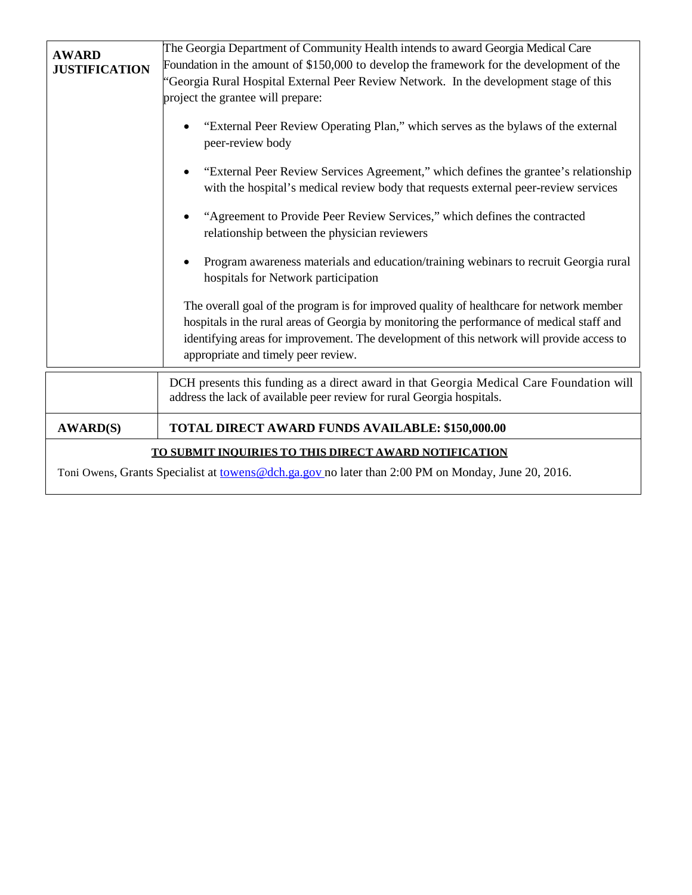| | |
|---|---|
| **AWARD JUSTIFICATION** | The Georgia Department of Community Health intends to award Georgia Medical Care Foundation in the amount of $150,000 to develop the framework for the development of the "Georgia Rural Hospital External Peer Review Network. In the development stage of this project the grantee will prepare:<br><br>• "External Peer Review Operating Plan," which serves as the bylaws of the external peer-review body<br>• "External Peer Review Services Agreement," which defines the grantee's relationship with the hospital's medical review body that requests external peer-review services<br>• "Agreement to Provide Peer Review Services," which defines the contracted relationship between the physician reviewers<br>• Program awareness materials and education/training webinars to recruit Georgia rural hospitals for Network participation<br><br>The overall goal of the program is for improved quality of healthcare for network member hospitals in the rural areas of Georgia by monitoring the performance of medical staff and identifying areas for improvement. The development of this network will provide access to appropriate and timely peer review. |
| | DCH presents this funding as a direct award in that Georgia Medical Care Foundation will address the lack of available peer review for rural Georgia hospitals. |
| **AWARD(S)** | **TOTAL DIRECT AWARD FUNDS AVAILABLE: $150,000.00** |

**TO SUBMIT INQUIRIES TO THIS DIRECT AWARD NOTIFICATION**

Toni Owens, Grants Specialist at towens@dch.ga.gov no later than 2:00 PM on Monday, June 20, 2016.